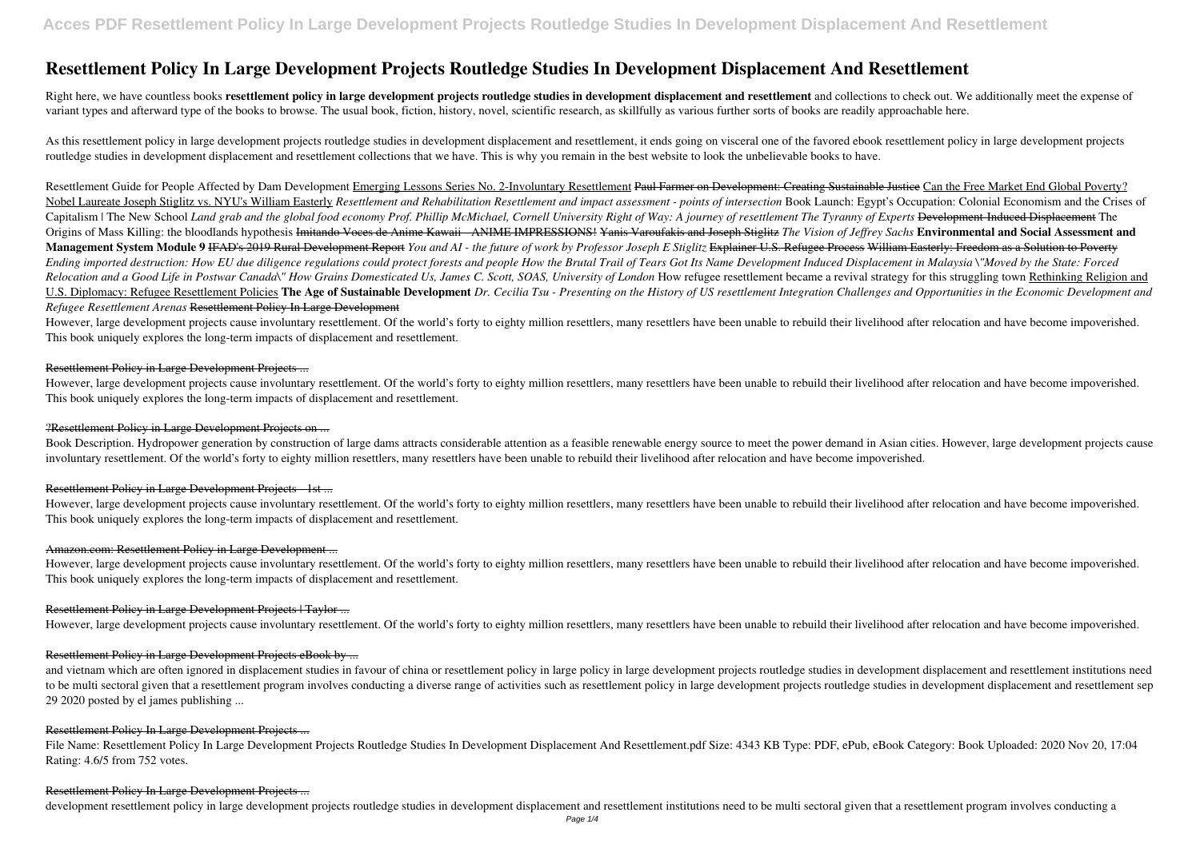# Resettlement Policy In Large Development Projects Routledge Studies In Development Displacement And Resettlement

Right here, we have countless books **resettlement policy in large development projects routledge studies in development displacement and resettlement** and collections to check out. We additionally meet the expense of variant types and afterward type of the books to browse. The usual book, fiction, history, novel, scientific research, as skillfully as various further sorts of books are readily approachable here.

As this resettlement policy in large development projects routledge studies in development displacement and resettlement, it ends going on visceral one of the favored ebook resettlement policy in large development projects routledge studies in development displacement and resettlement collections that we have. This is why you remain in the best website to look the unbelievable books to have.

Resettlement Guide for People Affected by Dam Development Emerging Lessons Series No. 2-Involuntary Resettlement ~~Paul Farmer on Development: Creating Sustainable Justice~~ Can the Free Market End Global Poverty? Nobel Laureate Joseph Stiglitz vs. NYU's William Easterly *Resettlement and Rehabilitation Resettlement and impact assessment - points of intersection* Book Launch: Egypt's Occupation: Colonial Economism and the Crises of Capitalism | The New School *Land grab and the global food economy Prof. Phillip McMichael, Cornell University Right of Way: A journey of resettlement The Tyranny of Experts* ~~Development-Induced Displacement~~ The Origins of Mass Killing: the bloodlands hypothesis ~~Imitando Voces de Anime Kawaii - ANIME IMPRESSIONS!~~ ~~Yanis Varoufakis and Joseph Stiglitz~~ *The Vision of Jeffrey Sachs* **Environmental and Social Assessment and Management System Module 9** ~~IFAD's 2019 Rural Development Report~~ *You and AI - the future of work by Professor Joseph E Stiglitz* ~~Explainer U.S. Refugee Process~~ ~~William Easterly: Freedom as a Solution to Poverty~~ *Ending imported destruction: How EU due diligence regulations could protect forests and people How the Brutal Trail of Tears Got Its Name Development Induced Displacement in Malaysia \"Moved by the State: Forced Relocation and a Good Life in Postwar Canada\" How Grains Domesticated Us, James C. Scott, SOAS, University of London* How refugee resettlement became a revival strategy for this struggling town Rethinking Religion and U.S. Diplomacy: Refugee Resettlement Policies **The Age of Sustainable Development** *Dr. Cecilia Tsu - Presenting on the History of US resettlement Integration Challenges and Opportunities in the Economic Development and Refugee Resettlement Arenas* Resettlement Policy In Large Development

However, large development projects cause involuntary resettlement. Of the world's forty to eighty million resettlers, many resettlers have been unable to rebuild their livelihood after relocation and have become impoverished. This book uniquely explores the long-term impacts of displacement and resettlement.

#### Resettlement Policy in Large Development Projects ...

However, large development projects cause involuntary resettlement. Of the world's forty to eighty million resettlers, many resettlers have been unable to rebuild their livelihood after relocation and have become impoverished. This book uniquely explores the long-term impacts of displacement and resettlement.

#### ?Resettlement Policy in Large Development Projects on ...

Book Description. Hydropower generation by construction of large dams attracts considerable attention as a feasible renewable energy source to meet the power demand in Asian cities. However, large development projects cause involuntary resettlement. Of the world's forty to eighty million resettlers, many resettlers have been unable to rebuild their livelihood after relocation and have become impoverished.

#### Resettlement Policy in Large Development Projects - 1st ...

However, large development projects cause involuntary resettlement. Of the world's forty to eighty million resettlers, many resettlers have been unable to rebuild their livelihood after relocation and have become impoverished. This book uniquely explores the long-term impacts of displacement and resettlement.

#### Amazon.com: Resettlement Policy in Large Development ...

However, large development projects cause involuntary resettlement. Of the world's forty to eighty million resettlers, many resettlers have been unable to rebuild their livelihood after relocation and have become impoverished. This book uniquely explores the long-term impacts of displacement and resettlement.

#### Resettlement Policy in Large Development Projects | Taylor ...

However, large development projects cause involuntary resettlement. Of the world's forty to eighty million resettlers, many resettlers have been unable to rebuild their livelihood after relocation and have become impoverished.

#### Resettlement Policy in Large Development Projects eBook by ...

and vietnam which are often ignored in displacement studies in favour of china or resettlement policy in large policy in large development projects routledge studies in development displacement and resettlement institutions need to be multi sectoral given that a resettlement program involves conducting a diverse range of activities such as resettlement policy in large development projects routledge studies in development displacement and resettlement sep 29 2020 posted by el james publishing ...

#### Resettlement Policy In Large Development Projects ...

File Name: Resettlement Policy In Large Development Projects Routledge Studies In Development Displacement And Resettlement.pdf Size: 4343 KB Type: PDF, ePub, eBook Category: Book Uploaded: 2020 Nov 20, 17:04 Rating: 4.6/5 from 752 votes.

#### Resettlement Policy In Large Development Projects ...

development resettlement policy in large development projects routledge studies in development displacement and resettlement institutions need to be multi sectoral given that a resettlement program involves conducting a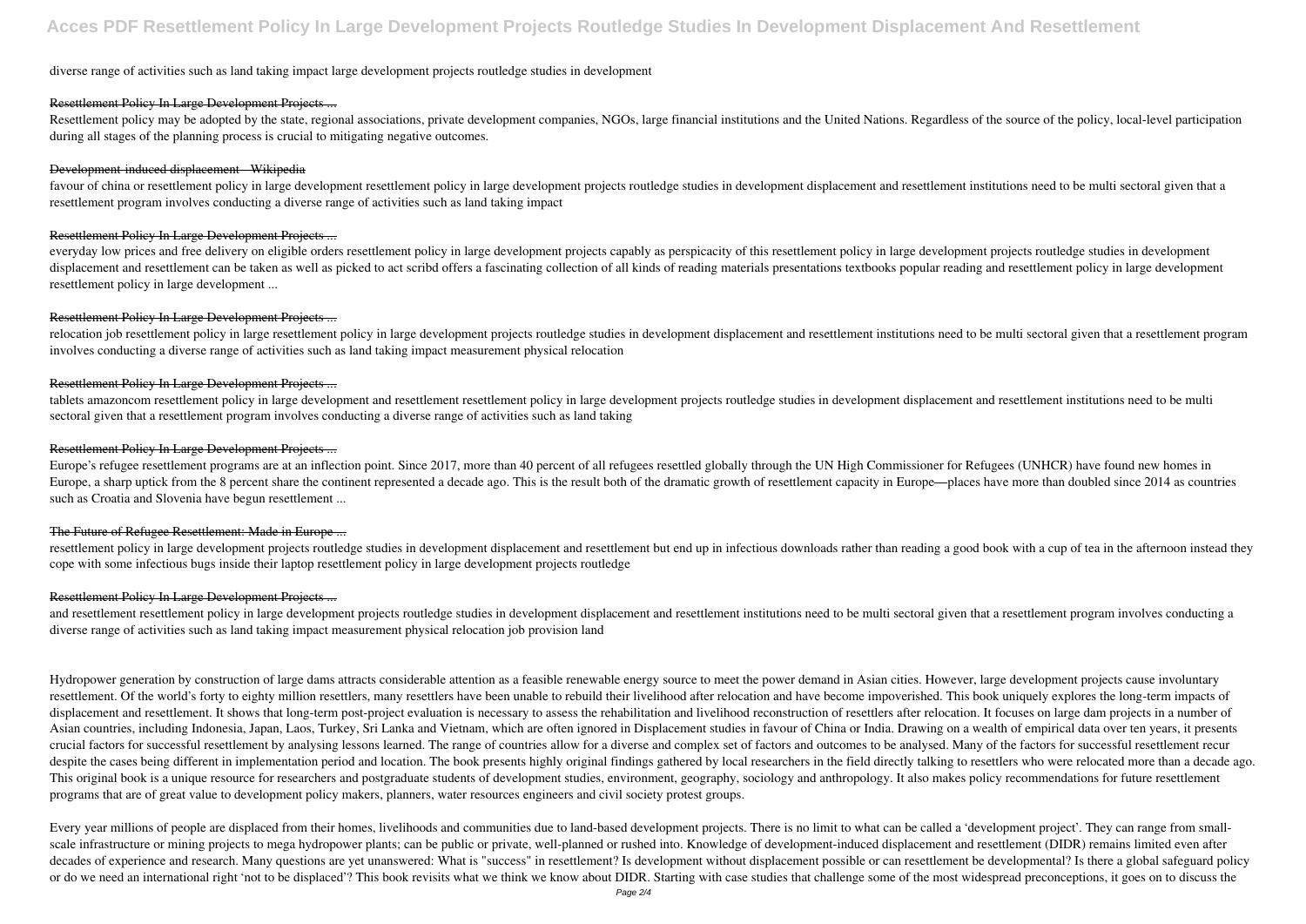diverse range of activities such as land taking impact large development projects routledge studies in development

### Resettlement Policy In Large Development Projects ...

Resettlement policy may be adopted by the state, regional associations, private development companies, NGOs, large financial institutions and the United Nations. Regardless of the source of the policy, local-level participation during all stages of the planning process is crucial to mitigating negative outcomes.

### Development-induced displacement - Wikipedia

favour of china or resettlement policy in large development resettlement policy in large development projects routledge studies in development displacement and resettlement institutions need to be multi sectoral given that a resettlement program involves conducting a diverse range of activities such as land taking impact

### Resettlement Policy In Large Development Projects ...

everyday low prices and free delivery on eligible orders resettlement policy in large development projects capably as perspicacity of this resettlement policy in large development projects routledge studies in development displacement and resettlement can be taken as well as picked to act scribd offers a fascinating collection of all kinds of reading materials presentations textbooks popular reading and resettlement policy in large development resettlement policy in large development ...

### Resettlement Policy In Large Development Projects ...

relocation job resettlement policy in large resettlement policy in large development projects routledge studies in development displacement and resettlement institutions need to be multi sectoral given that a resettlement program involves conducting a diverse range of activities such as land taking impact measurement physical relocation

### Resettlement Policy In Large Development Projects ...

tablets amazoncom resettlement policy in large development and resettlement resettlement policy in large development projects routledge studies in development displacement and resettlement institutions need to be multi sectoral given that a resettlement program involves conducting a diverse range of activities such as land taking

### Resettlement Policy In Large Development Projects ...

Europe's refugee resettlement programs are at an inflection point. Since 2017, more than 40 percent of all refugees resettled globally through the UN High Commissioner for Refugees (UNHCR) have found new homes in Europe, a sharp uptick from the 8 percent share the continent represented a decade ago. This is the result both of the dramatic growth of resettlement capacity in Europe—places have more than doubled since 2014 as countries such as Croatia and Slovenia have begun resettlement ...

### The Future of Refugee Resettlement: Made in Europe ...

resettlement policy in large development projects routledge studies in development displacement and resettlement but end up in infectious downloads rather than reading a good book with a cup of tea in the afternoon instead they cope with some infectious bugs inside their laptop resettlement policy in large development projects routledge

### Resettlement Policy In Large Development Projects ...

and resettlement resettlement policy in large development projects routledge studies in development displacement and resettlement institutions need to be multi sectoral given that a resettlement program involves conducting a diverse range of activities such as land taking impact measurement physical relocation job provision land

Hydropower generation by construction of large dams attracts considerable attention as a feasible renewable energy source to meet the power demand in Asian cities. However, large development projects cause involuntary resettlement. Of the world's forty to eighty million resettlers, many resettlers have been unable to rebuild their livelihood after relocation and have become impoverished. This book uniquely explores the long-term impacts of displacement and resettlement. It shows that long-term post-project evaluation is necessary to assess the rehabilitation and livelihood reconstruction of resettlers after relocation. It focuses on large dam projects in a number of Asian countries, including Indonesia, Japan, Laos, Turkey, Sri Lanka and Vietnam, which are often ignored in Displacement studies in favour of China or India. Drawing on a wealth of empirical data over ten years, it presents crucial factors for successful resettlement by analysing lessons learned. The range of countries allow for a diverse and complex set of factors and outcomes to be analysed. Many of the factors for successful resettlement recur despite the cases being different in implementation period and location. The book presents highly original findings gathered by local researchers in the field directly talking to resettlers who were relocated more than a decade ago. This original book is a unique resource for researchers and postgraduate students of development studies, environment, geography, sociology and anthropology. It also makes policy recommendations for future resettlement programs that are of great value to development policy makers, planners, water resources engineers and civil society protest groups.

Every year millions of people are displaced from their homes, livelihoods and communities due to land-based development projects. There is no limit to what can be called a 'development project'. They can range from small-scale infrastructure or mining projects to mega hydropower plants; can be public or private, well-planned or rushed into. Knowledge of development-induced displacement and resettlement (DIDR) remains limited even after decades of experience and research. Many questions are yet unanswered: What is "success" in resettlement? Is development without displacement possible or can resettlement be developmental? Is there a global safeguard policy or do we need an international right 'not to be displaced'? This book revisits what we think we know about DIDR. Starting with case studies that challenge some of the most widespread preconceptions, it goes on to discuss the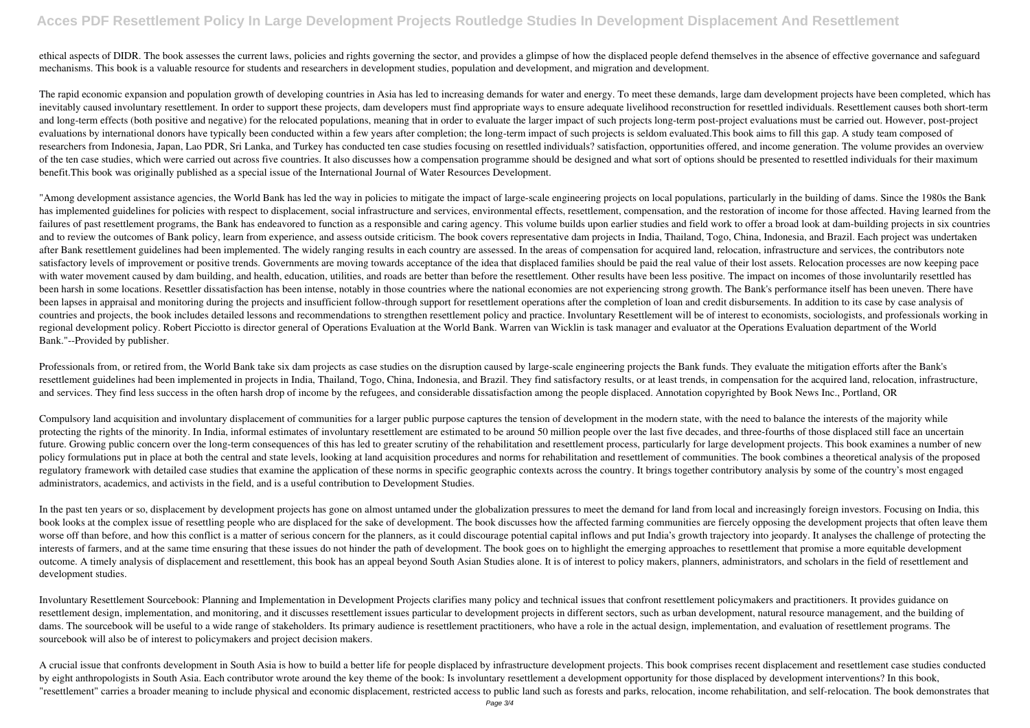ethical aspects of DIDR. The book assesses the current laws, policies and rights governing the sector, and provides a glimpse of how the displaced people defend themselves in the absence of effective governance and safeguard mechanisms. This book is a valuable resource for students and researchers in development studies, population and development, and migration and development.

The rapid economic expansion and population growth of developing countries in Asia has led to increasing demands for water and energy. To meet these demands, large dam development projects have been completed, which has inevitably caused involuntary resettlement. In order to support these projects, dam developers must find appropriate ways to ensure adequate livelihood reconstruction for resettled individuals. Resettlement causes both short-term and long-term effects (both positive and negative) for the relocated populations, meaning that in order to evaluate the larger impact of such projects long-term post-project evaluations must be carried out. However, post-project evaluations by international donors have typically been conducted within a few years after completion; the long-term impact of such projects is seldom evaluated.This book aims to fill this gap. A study team composed of researchers from Indonesia, Japan, Lao PDR, Sri Lanka, and Turkey has conducted ten case studies focusing on resettled individuals? satisfaction, opportunities offered, and income generation. The volume provides an overview of the ten case studies, which were carried out across five countries. It also discusses how a compensation programme should be designed and what sort of options should be presented to resettled individuals for their maximum benefit.This book was originally published as a special issue of the International Journal of Water Resources Development.

"Among development assistance agencies, the World Bank has led the way in policies to mitigate the impact of large-scale engineering projects on local populations, particularly in the building of dams. Since the 1980s the Bank has implemented guidelines for policies with respect to displacement, social infrastructure and services, environmental effects, resettlement, compensation, and the restoration of income for those affected. Having learned from the failures of past resettlement programs, the Bank has endeavored to function as a responsible and caring agency. This volume builds upon earlier studies and field work to offer a broad look at dam-building projects in six countries and to review the outcomes of Bank policy, learn from experience, and assess outside criticism. The book covers representative dam projects in India, Thailand, Togo, China, Indonesia, and Brazil. Each project was undertaken after Bank resettlement guidelines had been implemented. The widely ranging results in each country are assessed. In the areas of compensation for acquired land, relocation, infrastructure and services, the contributors note satisfactory levels of improvement or positive trends. Governments are moving towards acceptance of the idea that displaced families should be paid the real value of their lost assets. Relocation processes are now keeping pace with water movement caused by dam building, and health, education, utilities, and roads are better than before the resettlement. Other results have been less positive. The impact on incomes of those involuntarily resettled has been harsh in some locations. Resettler dissatisfaction has been intense, notably in those countries where the national economies are not experiencing strong growth. The Bank's performance itself has been uneven. There have been lapses in appraisal and monitoring during the projects and insufficient follow-through support for resettlement operations after the completion of loan and credit disbursements. In addition to its case by case analysis of countries and projects, the book includes detailed lessons and recommendations to strengthen resettlement policy and practice. Involuntary Resettlement will be of interest to economists, sociologists, and professionals working in regional development policy. Robert Picciotto is director general of Operations Evaluation at the World Bank. Warren van Wicklin is task manager and evaluator at the Operations Evaluation department of the World Bank."--Provided by publisher.

Professionals from, or retired from, the World Bank take six dam projects as case studies on the disruption caused by large-scale engineering projects the Bank funds. They evaluate the mitigation efforts after the Bank's resettlement guidelines had been implemented in projects in India, Thailand, Togo, China, Indonesia, and Brazil. They find satisfactory results, or at least trends, in compensation for the acquired land, relocation, infrastructure, and services. They find less success in the often harsh drop of income by the refugees, and considerable dissatisfaction among the people displaced. Annotation copyrighted by Book News Inc., Portland, OR

Compulsory land acquisition and involuntary displacement of communities for a larger public purpose captures the tension of development in the modern state, with the need to balance the interests of the majority while protecting the rights of the minority. In India, informal estimates of involuntary resettlement are estimated to be around 50 million people over the last five decades, and three-fourths of those displaced still face an uncertain future. Growing public concern over the long-term consequences of this has led to greater scrutiny of the rehabilitation and resettlement process, particularly for large development projects. This book examines a number of new policy formulations put in place at both the central and state levels, looking at land acquisition procedures and norms for rehabilitation and resettlement of communities. The book combines a theoretical analysis of the proposed regulatory framework with detailed case studies that examine the application of these norms in specific geographic contexts across the country. It brings together contributory analysis by some of the country's most engaged administrators, academics, and activists in the field, and is a useful contribution to Development Studies.

In the past ten years or so, displacement by development projects has gone on almost untamed under the globalization pressures to meet the demand for land from local and increasingly foreign investors. Focusing on India, this book looks at the complex issue of resettling people who are displaced for the sake of development. The book discusses how the affected farming communities are fiercely opposing the development projects that often leave them worse off than before, and how this conflict is a matter of serious concern for the planners, as it could discourage potential capital inflows and put India's growth trajectory into jeopardy. It analyses the challenge of protecting the interests of farmers, and at the same time ensuring that these issues do not hinder the path of development. The book goes on to highlight the emerging approaches to resettlement that promise a more equitable development outcome. A timely analysis of displacement and resettlement, this book has an appeal beyond South Asian Studies alone. It is of interest to policy makers, planners, administrators, and scholars in the field of resettlement and development studies.

Involuntary Resettlement Sourcebook: Planning and Implementation in Development Projects clarifies many policy and technical issues that confront resettlement policymakers and practitioners. It provides guidance on resettlement design, implementation, and monitoring, and it discusses resettlement issues particular to development projects in different sectors, such as urban development, natural resource management, and the building of dams. The sourcebook will be useful to a wide range of stakeholders. Its primary audience is resettlement practitioners, who have a role in the actual design, implementation, and evaluation of resettlement programs. The sourcebook will also be of interest to policymakers and project decision makers.

A crucial issue that confronts development in South Asia is how to build a better life for people displaced by infrastructure development projects. This book comprises recent displacement and resettlement case studies conducted by eight anthropologists in South Asia. Each contributor wrote around the key theme of the book: Is involuntary resettlement a development opportunity for those displaced by development interventions? In this book, "resettlement" carries a broader meaning to include physical and economic displacement, restricted access to public land such as forests and parks, relocation, income rehabilitation, and self-relocation. The book demonstrates that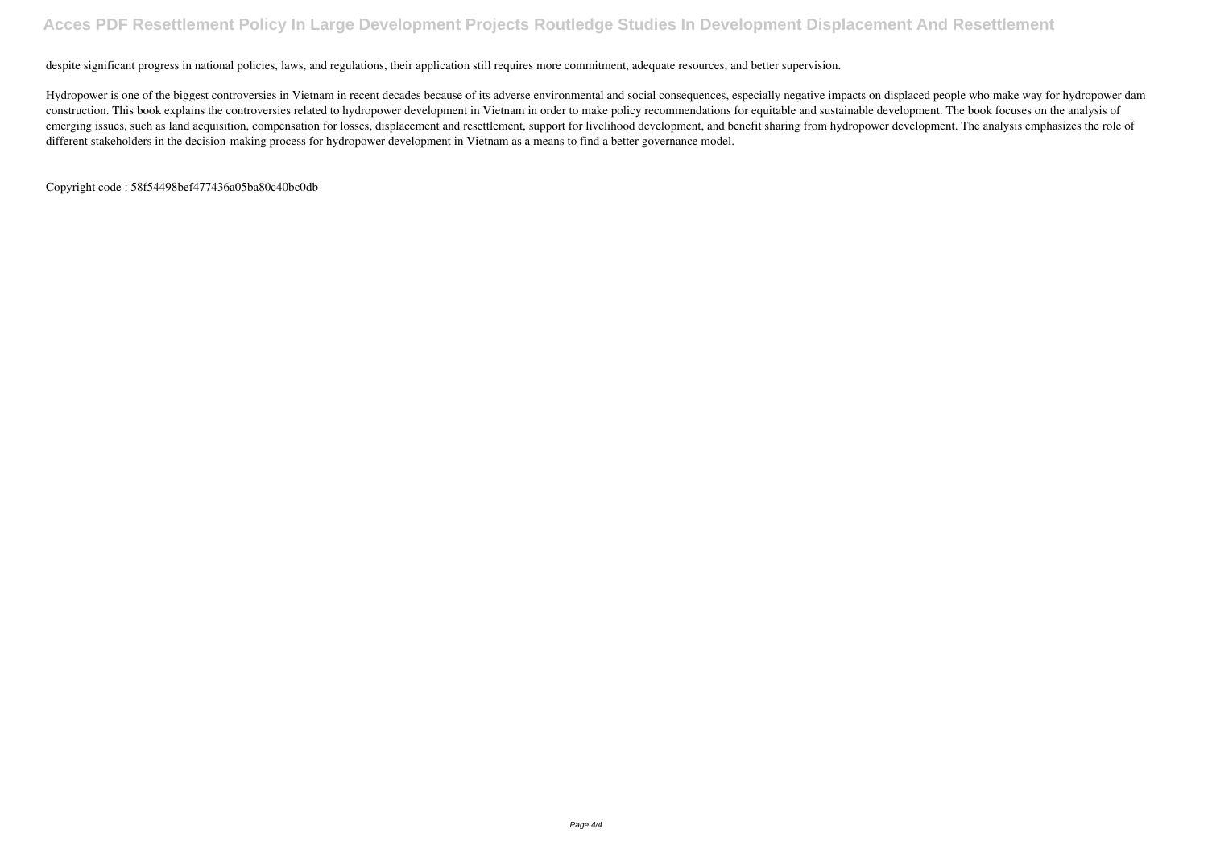despite significant progress in national policies, laws, and regulations, their application still requires more commitment, adequate resources, and better supervision.

Hydropower is one of the biggest controversies in Vietnam in recent decades because of its adverse environmental and social consequences, especially negative impacts on displaced people who make way for hydropower dam construction. This book explains the controversies related to hydropower development in Vietnam in order to make policy recommendations for equitable and sustainable development. The book focuses on the analysis of emerging issues, such as land acquisition, compensation for losses, displacement and resettlement, support for livelihood development, and benefit sharing from hydropower development. The analysis emphasizes the role of different stakeholders in the decision-making process for hydropower development in Vietnam as a means to find a better governance model.

Copyright code : 58f54498bef477436a05ba80c40bc0db